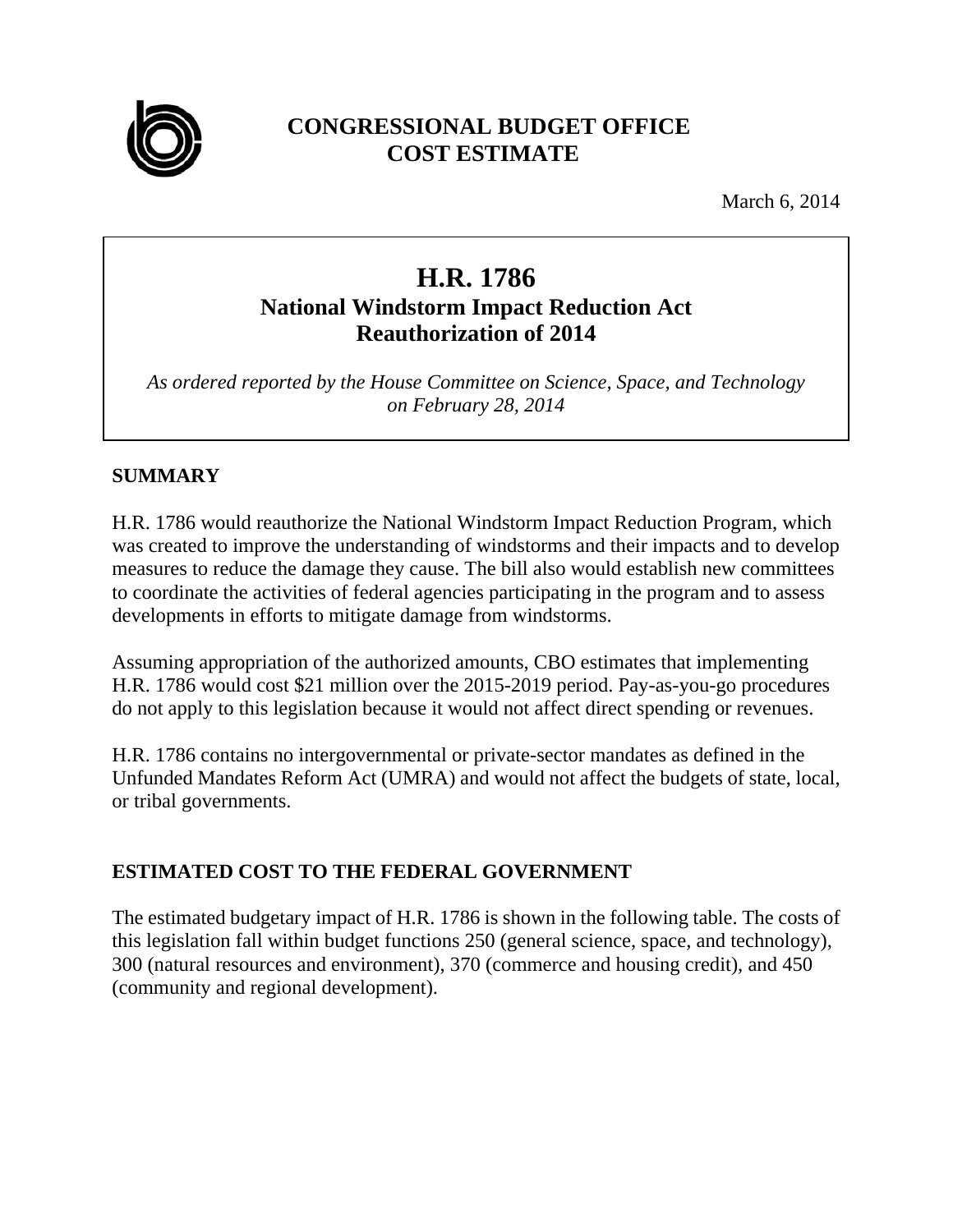# CONGRESSIONAL BUDGET OFFICE COST ESTIMATE

March 6, 2014

## H.R. 1786
### National Windstorm Impact Reduction Act Reauthorization of 2014

*As ordered reported by the House Committee on Science, Space, and Technology on February 28, 2014*

## SUMMARY

H.R. 1786 would reauthorize the National Windstorm Impact Reduction Program, which was created to improve the understanding of windstorms and their impacts and to develop measures to reduce the damage they cause. The bill also would establish new committees to coordinate the activities of federal agencies participating in the program and to assess developments in efforts to mitigate damage from windstorms.

Assuming appropriation of the authorized amounts, CBO estimates that implementing H.R. 1786 would cost $21 million over the 2015-2019 period. Pay-as-you-go procedures do not apply to this legislation because it would not affect direct spending or revenues.

H.R. 1786 contains no intergovernmental or private-sector mandates as defined in the Unfunded Mandates Reform Act (UMRA) and would not affect the budgets of state, local, or tribal governments.

## ESTIMATED COST TO THE FEDERAL GOVERNMENT

The estimated budgetary impact of H.R. 1786 is shown in the following table. The costs of this legislation fall within budget functions 250 (general science, space, and technology), 300 (natural resources and environment), 370 (commerce and housing credit), and 450 (community and regional development).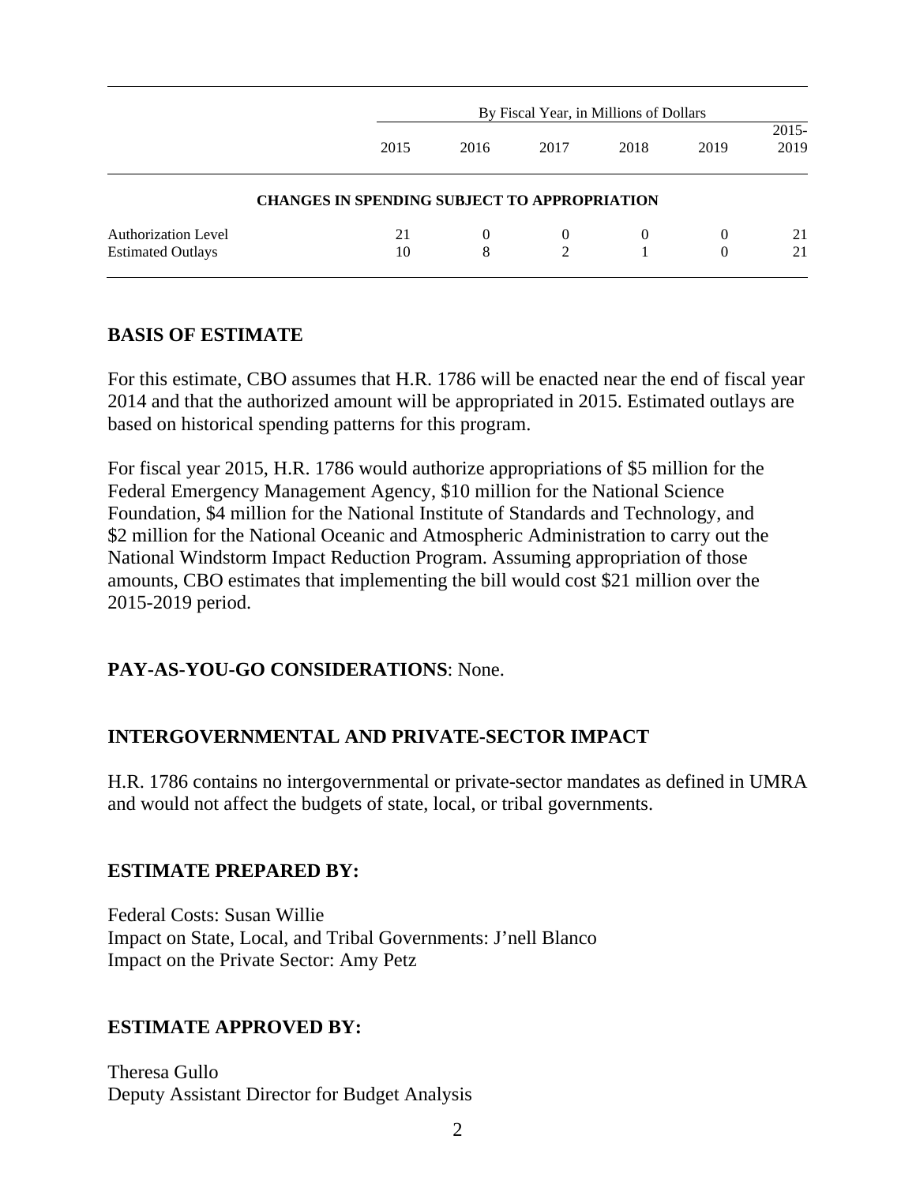| | By Fiscal Year, in Millions of Dollars | | | | | |
|---|---|---|---|---|---|---|
| | 2015 | 2016 | 2017 | 2018 | 2019 | 2015-2019 |
| **CHANGES IN SPENDING SUBJECT TO APPROPRIATION** | | | | | | |
| Authorization Level | 21 | 0 | 0 | 0 | 0 | 21 |
| Estimated Outlays | 10 | 8 | 2 | 1 | 0 | 21 |

## BASIS OF ESTIMATE

For this estimate, CBO assumes that H.R. 1786 will be enacted near the end of fiscal year 2014 and that the authorized amount will be appropriated in 2015. Estimated outlays are based on historical spending patterns for this program.

For fiscal year 2015, H.R. 1786 would authorize appropriations of $5 million for the Federal Emergency Management Agency, $10 million for the National Science Foundation, $4 million for the National Institute of Standards and Technology, and $2 million for the National Oceanic and Atmospheric Administration to carry out the National Windstorm Impact Reduction Program. Assuming appropriation of those amounts, CBO estimates that implementing the bill would cost $21 million over the 2015-2019 period.

## PAY-AS-YOU-GO CONSIDERATIONS: None.

## INTERGOVERNMENTAL AND PRIVATE-SECTOR IMPACT

H.R. 1786 contains no intergovernmental or private-sector mandates as defined in UMRA and would not affect the budgets of state, local, or tribal governments.

## ESTIMATE PREPARED BY:

Federal Costs: Susan Willie
Impact on State, Local, and Tribal Governments: J'nell Blanco
Impact on the Private Sector: Amy Petz

## ESTIMATE APPROVED BY:

Theresa Gullo
Deputy Assistant Director for Budget Analysis